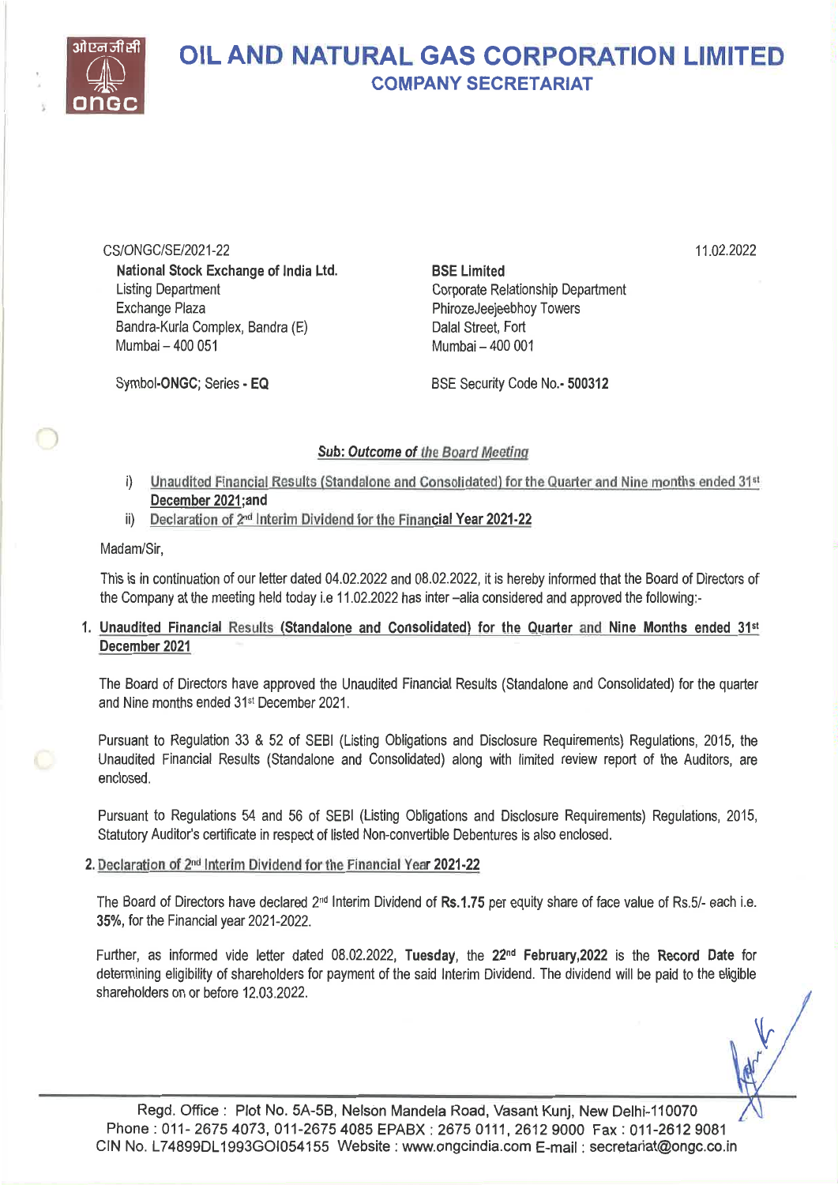# OIL AND NATURAL GAS CORPORATION LIMITED

## COMPANY SECRETARIAT

CS/ONGC/SE/2021-22

11.02.2022

**National Stock Exchange of India Ltd.**
Listing Department
Exchange Plaza
Bandra-Kurla Complex, Bandra (E)
Mumbai – 400 051

Symbol-**ONGC**; Series - **EQ**

**BSE Limited**
Corporate Relationship Department
PhirozeJeejeebhoy Towers
Dalal Street, Fort
Mumbai – 400 001

BSE Security Code No.- **500312**

**Sub: *Outcome of the Board Meeting***

i) Unaudited Financial Results (Standalone and Consolidated) for the Quarter and Nine months ended 31st December 2021;and
ii) Declaration of 2nd Interim Dividend for the Financial Year 2021-22

Madam/Sir,

This is in continuation of our letter dated 04.02.2022 and 08.02.2022, it is hereby informed that the Board of Directors of the Company at the meeting held today i.e 11.02.2022 has inter –alia considered and approved the following:-

**1. Unaudited Financial Results (Standalone and Consolidated) for the Quarter and Nine Months ended 31st December 2021**

The Board of Directors have approved the Unaudited Financial Results (Standalone and Consolidated) for the quarter and Nine months ended 31st December 2021.

Pursuant to Regulation 33 & 52 of SEBI (Listing Obligations and Disclosure Requirements) Regulations, 2015, the Unaudited Financial Results (Standalone and Consolidated) along with limited review report of the Auditors, are enclosed.

Pursuant to Regulations 54 and 56 of SEBI (Listing Obligations and Disclosure Requirements) Regulations, 2015, Statutory Auditor's certificate in respect of listed Non-convertible Debentures is also enclosed.

**2. Declaration of 2nd Interim Dividend for the Financial Year 2021-22**

The Board of Directors have declared 2nd Interim Dividend of **Rs.1.75** per equity share of face value of Rs.5/- each i.e. **35%**, for the Financial year 2021-2022.

Further, as informed vide letter dated 08.02.2022, **Tuesday**, the **22nd February,2022** is the **Record Date** for determining eligibility of shareholders for payment of the said Interim Dividend. The dividend will be paid to the eligible shareholders on or before 12.03.2022.

Regd. Office : Plot No. 5A-5B, Nelson Mandela Road, Vasant Kunj, New Delhi-110070
Phone : 011- 2675 4073, 011-2675 4085 EPABX : 2675 0111, 2612 9000 Fax : 011-2612 9081
CIN No. L74899DL1993GOI054155 Website : www.ongcindia.com E-mail : secretariat@ongc.co.in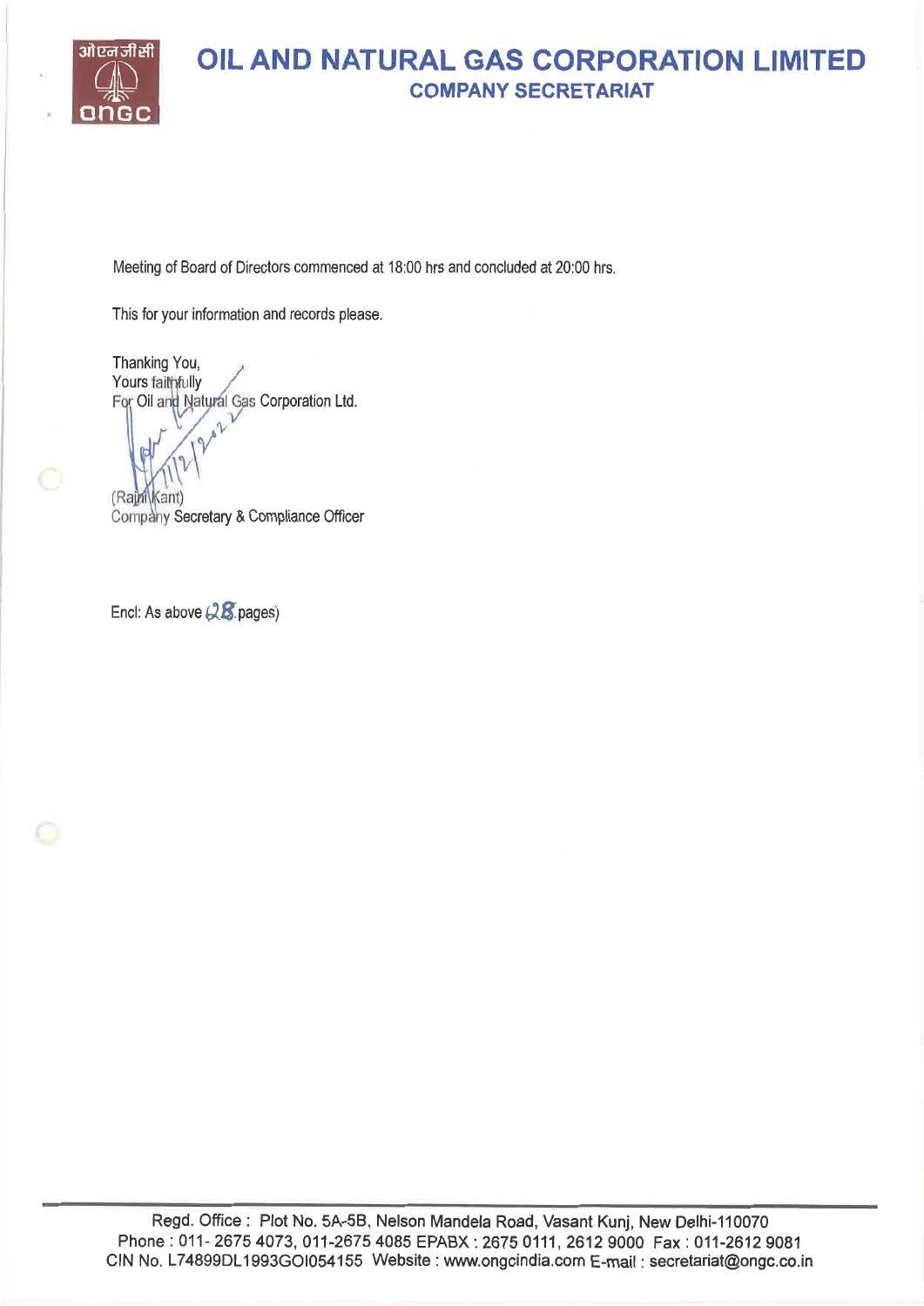# OIL AND NATURAL GAS CORPORATION LIMITED

## COMPANY SECRETARIAT

Meeting of Board of Directors commenced at 18:00 hrs and concluded at 20:00 hrs.

This for your information and records please.

Thanking You,  
Yours faithfully  
For Oil and Natural Gas Corporation Ltd.

11/2/2022

(Rajni Kant)  
Company Secretary & Compliance Officer

Encl: As above (28 pages)

Regd. Office : Plot No. 5A-5B, Nelson Mandela Road, Vasant Kunj, New Delhi-110070  
Phone : 011- 2675 4073, 011-2675 4085 EPABX : 2675 0111, 2612 9000 Fax : 011-2612 9081  
CIN No. L74899DL1993GOI054155 Website : www.ongcindia.com E-mail : secretariat@ongc.co.in